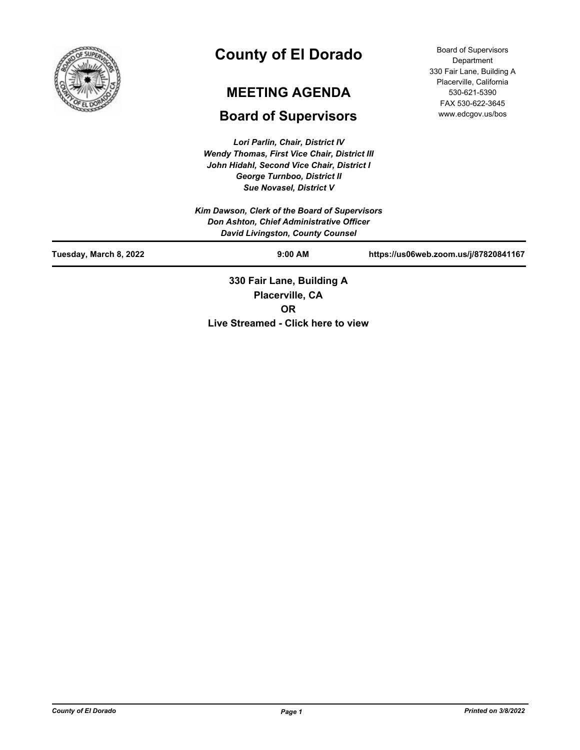# County of El Dorado

## MEETING AGENDA

## Board of Supervisors

Board of Supervisors Department
330 Fair Lane, Building A
Placerville, California
530-621-5390
FAX 530-622-3645
www.edcgov.us/bos

*Lori Parlin, Chair, District IV*
*Wendy Thomas, First Vice Chair, District III*
*John Hidahl, Second Vice Chair, District I*
*George Turnboo, District II*
*Sue Novasel, District V*

*Kim Dawson, Clerk of the Board of Supervisors*
*Don Ashton, Chief Administrative Officer*
*David Livingston, County Counsel*

**Tuesday, March 8, 2022** | **9:00 AM** | **https://us06web.zoom.us/j/87820841167**

**330 Fair Lane, Building A**
**Placerville, CA**
**OR**
**Live Streamed - Click here to view**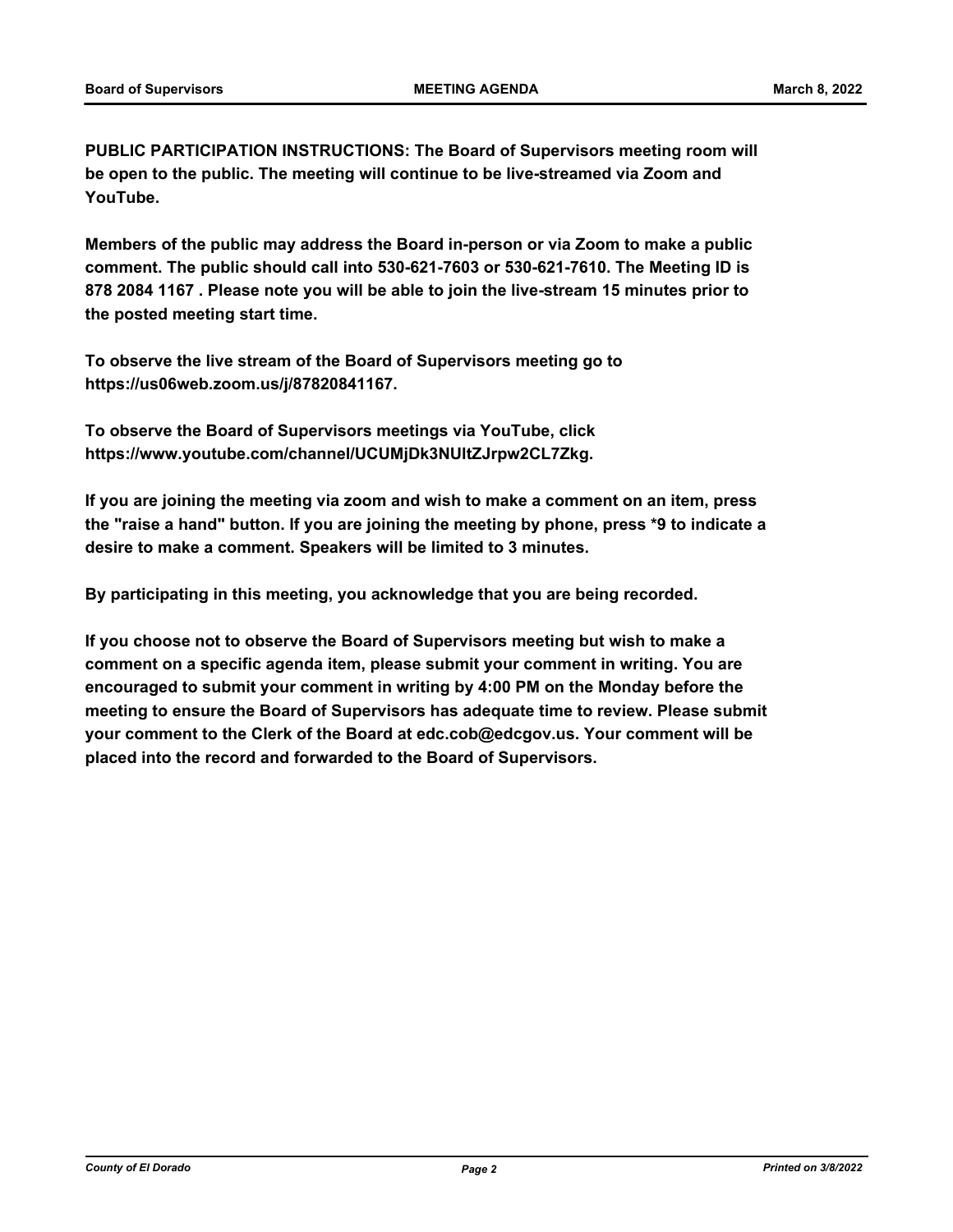**PUBLIC PARTICIPATION INSTRUCTIONS: The Board of Supervisors meeting room will be open to the public. The meeting will continue to be live-streamed via Zoom and YouTube.**

**Members of the public may address the Board in-person or via Zoom to make a public comment. The public should call into 530-621-7603 or 530-621-7610. The Meeting ID is 878 2084 1167 . Please note you will be able to join the live-stream 15 minutes prior to the posted meeting start time.**

**To observe the live stream of the Board of Supervisors meeting go to https://us06web.zoom.us/j/87820841167.**

**To observe the Board of Supervisors meetings via YouTube, click https://www.youtube.com/channel/UCUMjDk3NUltZJrpw2CL7Zkg.**

**If you are joining the meeting via zoom and wish to make a comment on an item, press the "raise a hand" button. If you are joining the meeting by phone, press *9 to indicate a desire to make a comment. Speakers will be limited to 3 minutes.**

**By participating in this meeting, you acknowledge that you are being recorded.**

**If you choose not to observe the Board of Supervisors meeting but wish to make a comment on a specific agenda item, please submit your comment in writing. You are encouraged to submit your comment in writing by 4:00 PM on the Monday before the meeting to ensure the Board of Supervisors has adequate time to review. Please submit your comment to the Clerk of the Board at edc.cob@edcgov.us. Your comment will be placed into the record and forwarded to the Board of Supervisors.**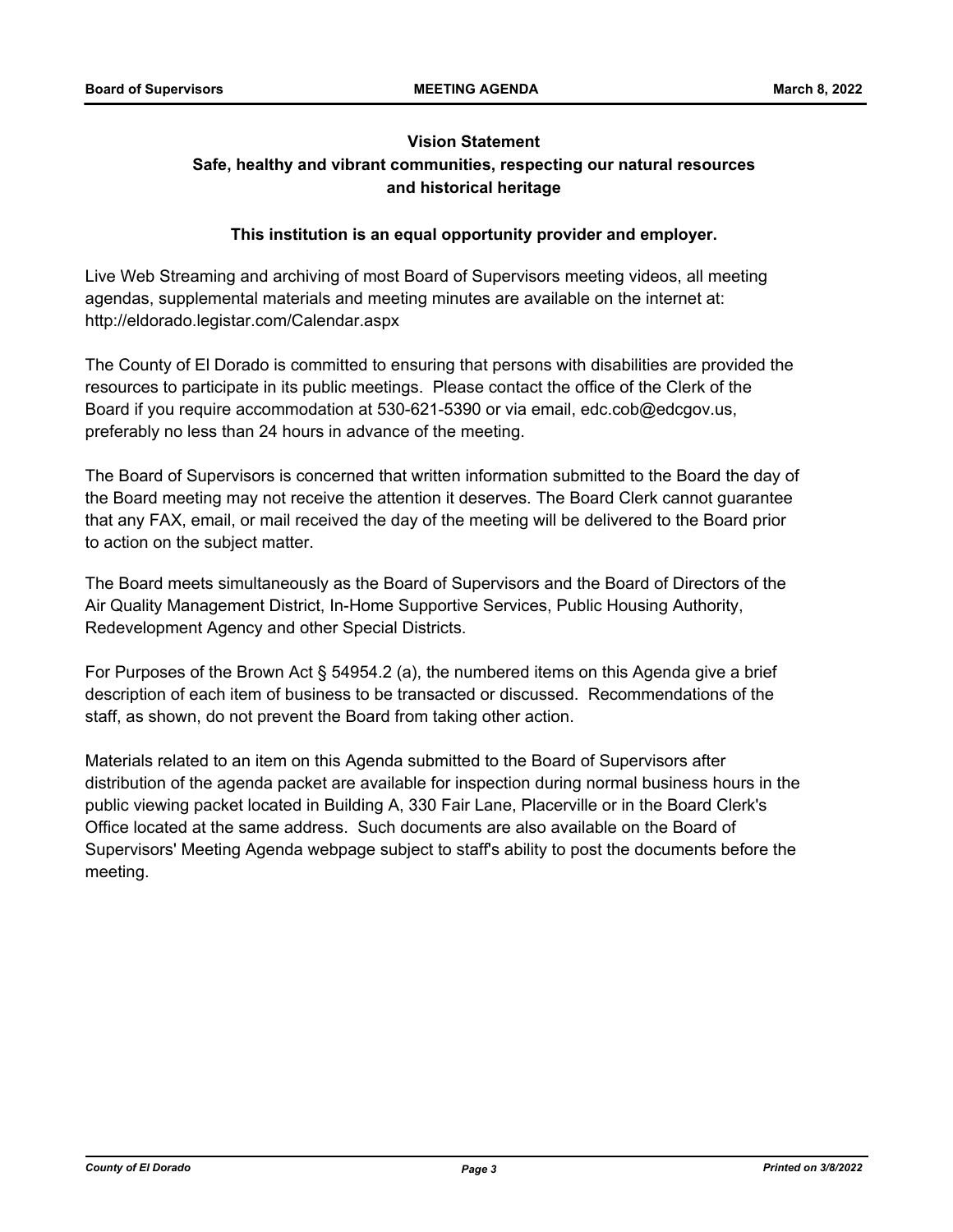**Vision Statement**

**Safe, healthy and vibrant communities, respecting our natural resources and historical heritage**

**This institution is an equal opportunity provider and employer.**

Live Web Streaming and archiving of most Board of Supervisors meeting videos, all meeting agendas, supplemental materials and meeting minutes are available on the internet at: http://eldorado.legistar.com/Calendar.aspx

The County of El Dorado is committed to ensuring that persons with disabilities are provided the resources to participate in its public meetings. Please contact the office of the Clerk of the Board if you require accommodation at 530-621-5390 or via email, edc.cob@edcgov.us, preferably no less than 24 hours in advance of the meeting.

The Board of Supervisors is concerned that written information submitted to the Board the day of the Board meeting may not receive the attention it deserves. The Board Clerk cannot guarantee that any FAX, email, or mail received the day of the meeting will be delivered to the Board prior to action on the subject matter.

The Board meets simultaneously as the Board of Supervisors and the Board of Directors of the Air Quality Management District, In-Home Supportive Services, Public Housing Authority, Redevelopment Agency and other Special Districts.

For Purposes of the Brown Act § 54954.2 (a), the numbered items on this Agenda give a brief description of each item of business to be transacted or discussed. Recommendations of the staff, as shown, do not prevent the Board from taking other action.

Materials related to an item on this Agenda submitted to the Board of Supervisors after distribution of the agenda packet are available for inspection during normal business hours in the public viewing packet located in Building A, 330 Fair Lane, Placerville or in the Board Clerk's Office located at the same address. Such documents are also available on the Board of Supervisors' Meeting Agenda webpage subject to staff's ability to post the documents before the meeting.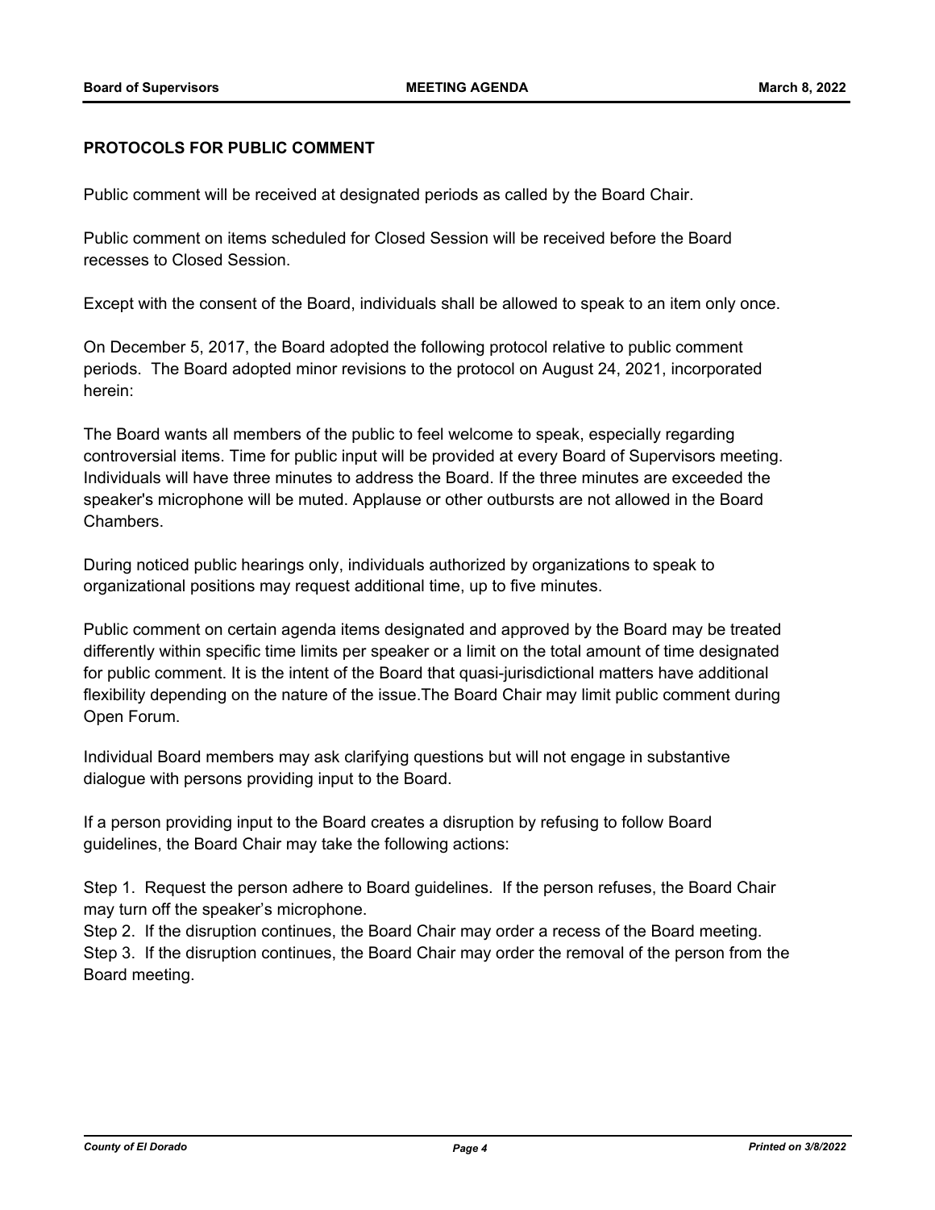**PROTOCOLS FOR PUBLIC COMMENT**

Public comment will be received at designated periods as called by the Board Chair.

Public comment on items scheduled for Closed Session will be received before the Board recesses to Closed Session.

Except with the consent of the Board, individuals shall be allowed to speak to an item only once.

On December 5, 2017, the Board adopted the following protocol relative to public comment periods. The Board adopted minor revisions to the protocol on August 24, 2021, incorporated herein:

The Board wants all members of the public to feel welcome to speak, especially regarding controversial items. Time for public input will be provided at every Board of Supervisors meeting. Individuals will have three minutes to address the Board. If the three minutes are exceeded the speaker's microphone will be muted. Applause or other outbursts are not allowed in the Board Chambers.

During noticed public hearings only, individuals authorized by organizations to speak to organizational positions may request additional time, up to five minutes.

Public comment on certain agenda items designated and approved by the Board may be treated differently within specific time limits per speaker or a limit on the total amount of time designated for public comment. It is the intent of the Board that quasi-jurisdictional matters have additional flexibility depending on the nature of the issue.The Board Chair may limit public comment during Open Forum.

Individual Board members may ask clarifying questions but will not engage in substantive dialogue with persons providing input to the Board.

If a person providing input to the Board creates a disruption by refusing to follow Board guidelines, the Board Chair may take the following actions:

Step 1. Request the person adhere to Board guidelines. If the person refuses, the Board Chair may turn off the speaker's microphone.
Step 2. If the disruption continues, the Board Chair may order a recess of the Board meeting.
Step 3. If the disruption continues, the Board Chair may order the removal of the person from the Board meeting.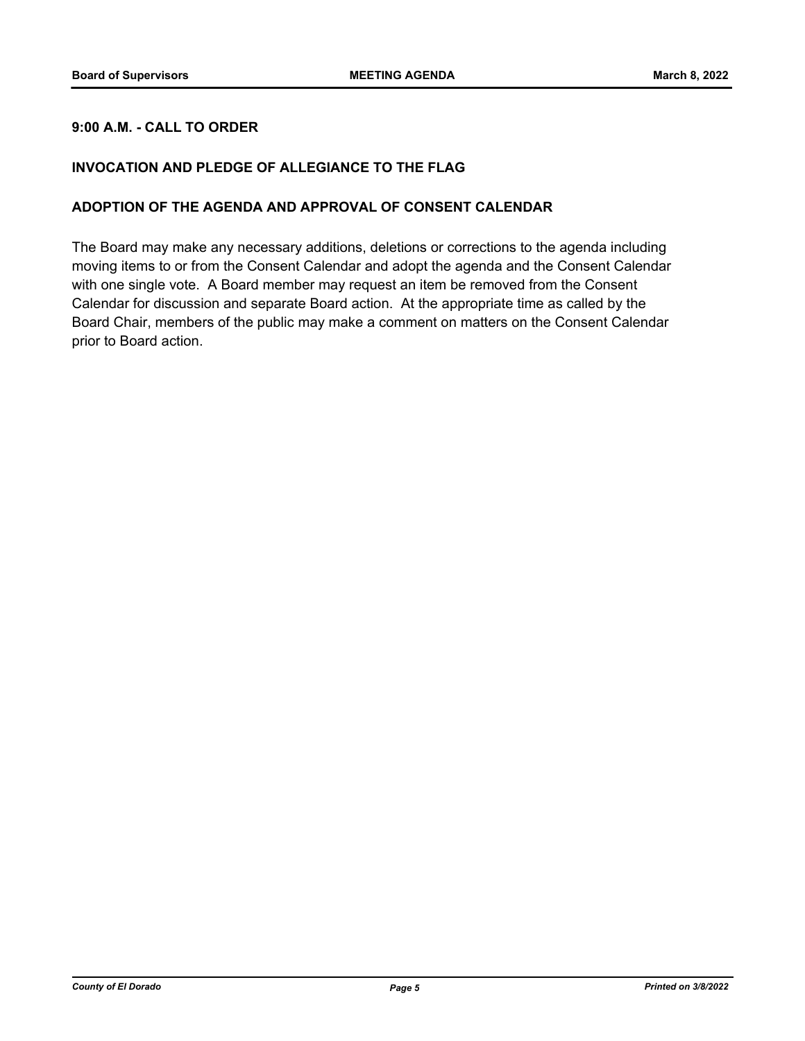**9:00 A.M. - CALL TO ORDER**

**INVOCATION AND PLEDGE OF ALLEGIANCE TO THE FLAG**

**ADOPTION OF THE AGENDA AND APPROVAL OF CONSENT CALENDAR**

The Board may make any necessary additions, deletions or corrections to the agenda including moving items to or from the Consent Calendar and adopt the agenda and the Consent Calendar with one single vote. A Board member may request an item be removed from the Consent Calendar for discussion and separate Board action. At the appropriate time as called by the Board Chair, members of the public may make a comment on matters on the Consent Calendar prior to Board action.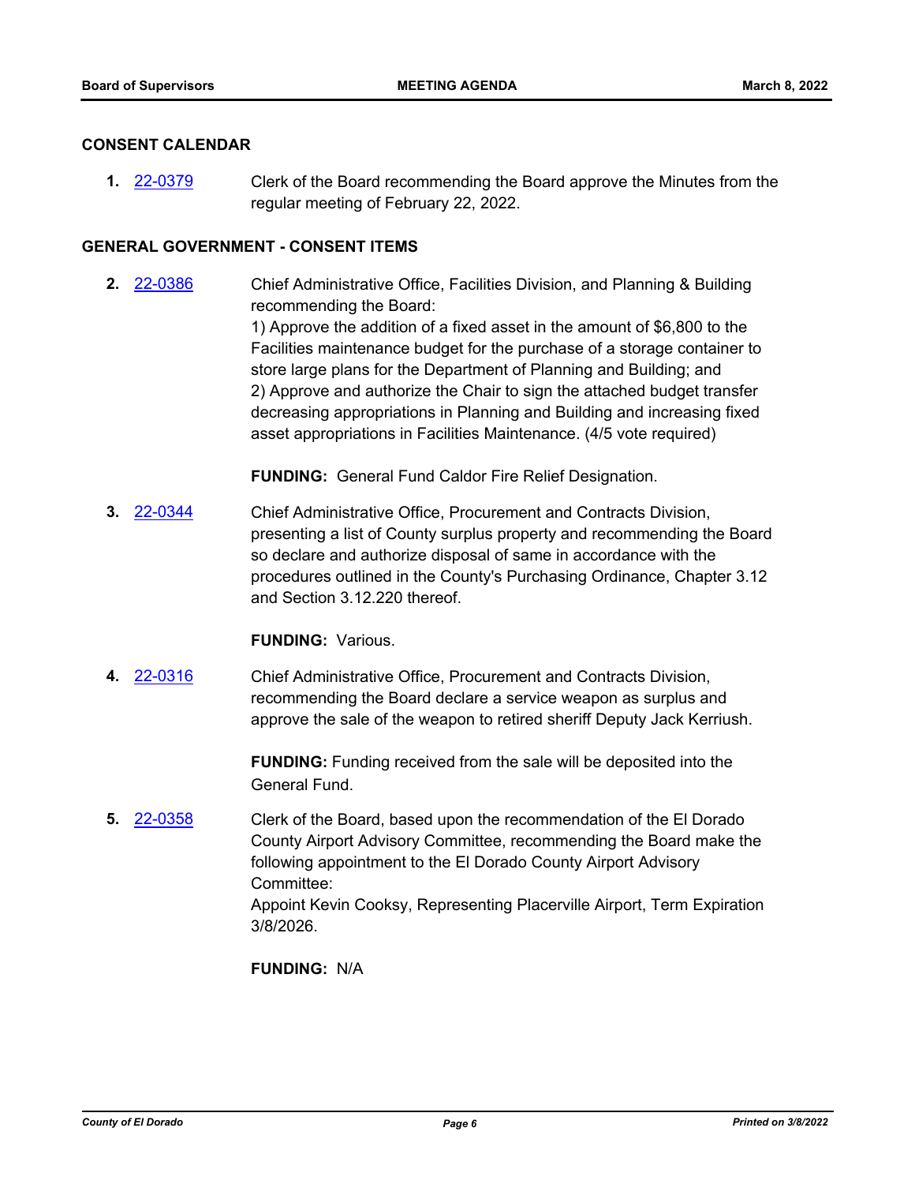## CONSENT CALENDAR

**1.** 22-0379 Clerk of the Board recommending the Board approve the Minutes from the regular meeting of February 22, 2022.

## GENERAL GOVERNMENT - CONSENT ITEMS

**2.** 22-0386 Chief Administrative Office, Facilities Division, and Planning & Building recommending the Board:
1) Approve the addition of a fixed asset in the amount of $6,800 to the Facilities maintenance budget for the purchase of a storage container to store large plans for the Department of Planning and Building; and
2) Approve and authorize the Chair to sign the attached budget transfer decreasing appropriations in Planning and Building and increasing fixed asset appropriations in Facilities Maintenance. (4/5 vote required)

**FUNDING:** General Fund Caldor Fire Relief Designation.

**3.** 22-0344 Chief Administrative Office, Procurement and Contracts Division, presenting a list of County surplus property and recommending the Board so declare and authorize disposal of same in accordance with the procedures outlined in the County's Purchasing Ordinance, Chapter 3.12 and Section 3.12.220 thereof.

**FUNDING:** Various.

**4.** 22-0316 Chief Administrative Office, Procurement and Contracts Division, recommending the Board declare a service weapon as surplus and approve the sale of the weapon to retired sheriff Deputy Jack Kerriush.

**FUNDING:** Funding received from the sale will be deposited into the General Fund.

**5.** 22-0358 Clerk of the Board, based upon the recommendation of the El Dorado County Airport Advisory Committee, recommending the Board make the following appointment to the El Dorado County Airport Advisory Committee:
Appoint Kevin Cooksy, Representing Placerville Airport, Term Expiration 3/8/2026.

**FUNDING:** N/A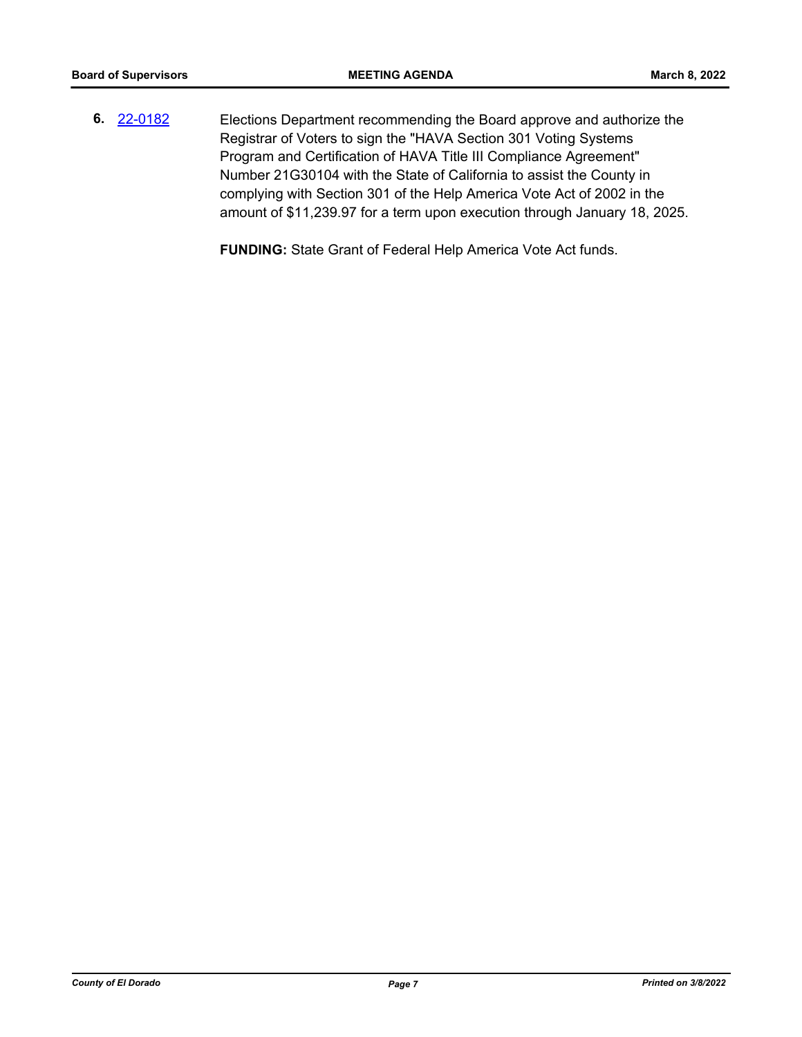**6.** 22-0182 Elections Department recommending the Board approve and authorize the Registrar of Voters to sign the "HAVA Section 301 Voting Systems Program and Certification of HAVA Title III Compliance Agreement" Number 21G30104 with the State of California to assist the County in complying with Section 301 of the Help America Vote Act of 2002 in the amount of $11,239.97 for a term upon execution through January 18, 2025.

**FUNDING:** State Grant of Federal Help America Vote Act funds.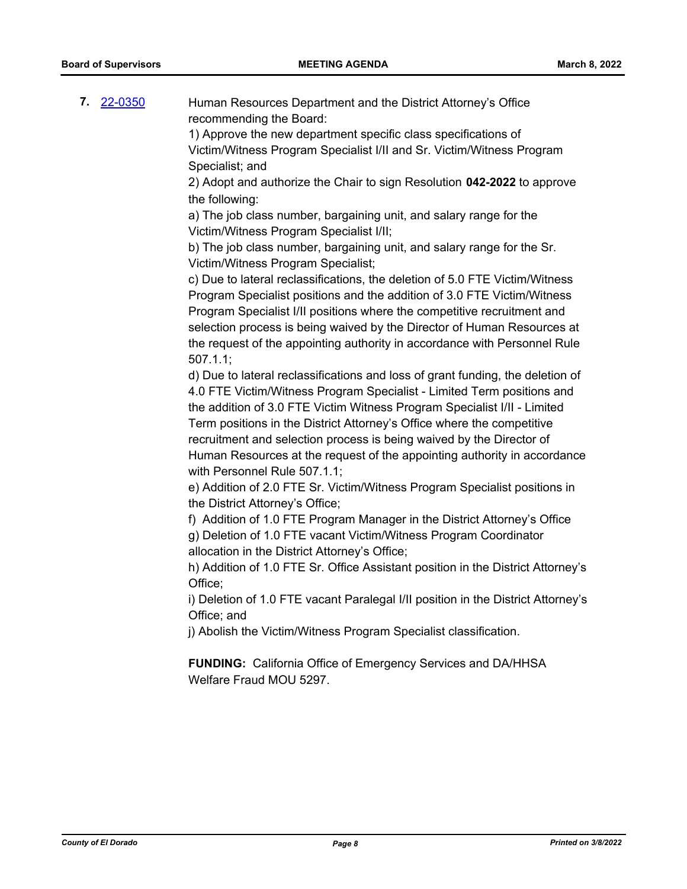**7.** [22-0350]

Human Resources Department and the District Attorney's Office recommending the Board:

1) Approve the new department specific class specifications of Victim/Witness Program Specialist I/II and Sr. Victim/Witness Program Specialist; and

2) Adopt and authorize the Chair to sign Resolution **042-2022** to approve the following:

a) The job class number, bargaining unit, and salary range for the Victim/Witness Program Specialist I/II;

b) The job class number, bargaining unit, and salary range for the Sr. Victim/Witness Program Specialist;

c) Due to lateral reclassifications, the deletion of 5.0 FTE Victim/Witness Program Specialist positions and the addition of 3.0 FTE Victim/Witness Program Specialist I/II positions where the competitive recruitment and selection process is being waived by the Director of Human Resources at the request of the appointing authority in accordance with Personnel Rule 507.1.1;

d) Due to lateral reclassifications and loss of grant funding, the deletion of 4.0 FTE Victim/Witness Program Specialist - Limited Term positions and the addition of 3.0 FTE Victim Witness Program Specialist I/II - Limited Term positions in the District Attorney's Office where the competitive recruitment and selection process is being waived by the Director of Human Resources at the request of the appointing authority in accordance with Personnel Rule 507.1.1;

e) Addition of 2.0 FTE Sr. Victim/Witness Program Specialist positions in the District Attorney's Office;

f) Addition of 1.0 FTE Program Manager in the District Attorney's Office

g) Deletion of 1.0 FTE vacant Victim/Witness Program Coordinator allocation in the District Attorney's Office;

h) Addition of 1.0 FTE Sr. Office Assistant position in the District Attorney's Office;

i) Deletion of 1.0 FTE vacant Paralegal I/II position in the District Attorney's Office; and

j) Abolish the Victim/Witness Program Specialist classification.

**FUNDING:** California Office of Emergency Services and DA/HHSA Welfare Fraud MOU 5297.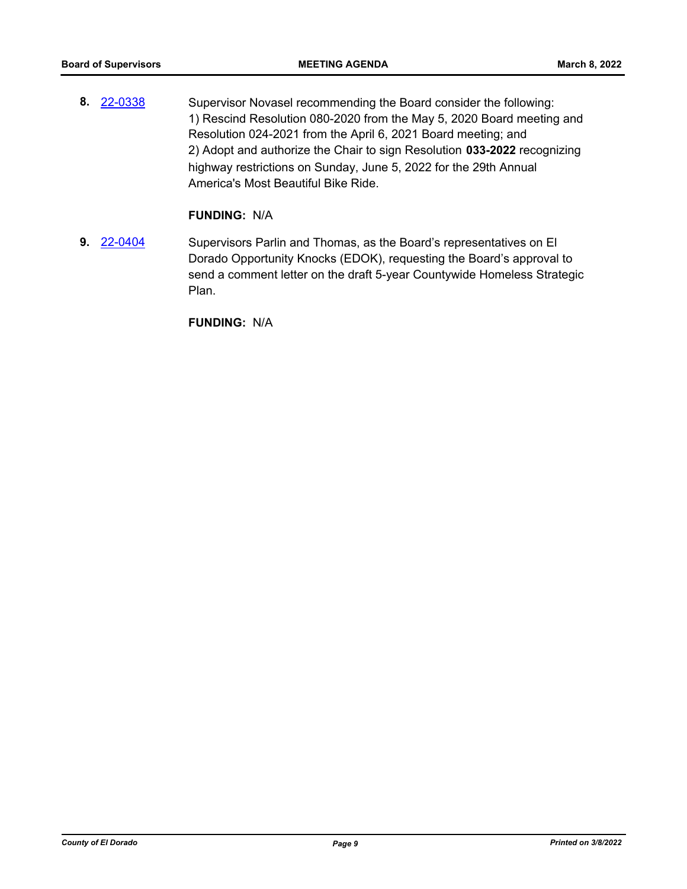**8.** 22-0338 Supervisor Novasel recommending the Board consider the following:
1) Rescind Resolution 080-2020 from the May 5, 2020 Board meeting and Resolution 024-2021 from the April 6, 2021 Board meeting; and
2) Adopt and authorize the Chair to sign Resolution **033-2022** recognizing highway restrictions on Sunday, June 5, 2022 for the 29th Annual America's Most Beautiful Bike Ride.

**FUNDING:** N/A

**9.** 22-0404 Supervisors Parlin and Thomas, as the Board's representatives on El Dorado Opportunity Knocks (EDOK), requesting the Board's approval to send a comment letter on the draft 5-year Countywide Homeless Strategic Plan.

**FUNDING:** N/A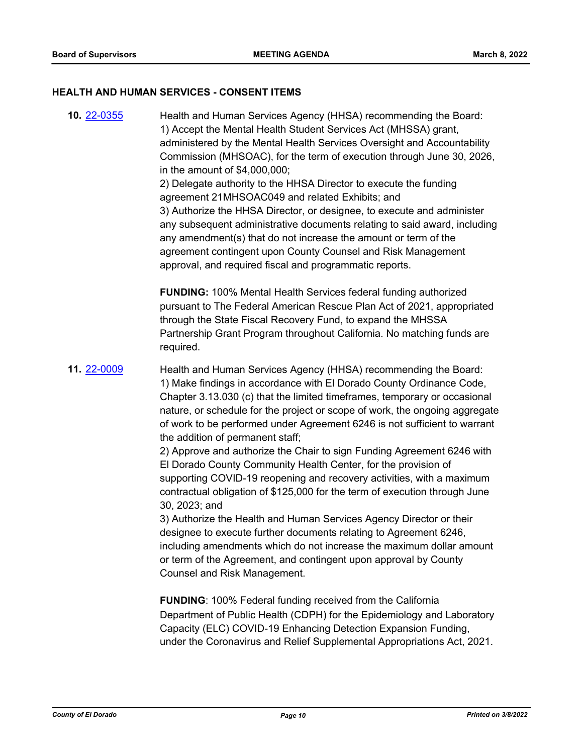### HEALTH AND HUMAN SERVICES - CONSENT ITEMS

**10.** 22-0355

Health and Human Services Agency (HHSA) recommending the Board:
1) Accept the Mental Health Student Services Act (MHSSA) grant, administered by the Mental Health Services Oversight and Accountability Commission (MHSOAC), for the term of execution through June 30, 2026, in the amount of $4,000,000;
2) Delegate authority to the HHSA Director to execute the funding agreement 21MHSOAC049 and related Exhibits; and
3) Authorize the HHSA Director, or designee, to execute and administer any subsequent administrative documents relating to said award, including any amendment(s) that do not increase the amount or term of the agreement contingent upon County Counsel and Risk Management approval, and required fiscal and programmatic reports.

**FUNDING:** 100% Mental Health Services federal funding authorized pursuant to The Federal American Rescue Plan Act of 2021, appropriated through the State Fiscal Recovery Fund, to expand the MHSSA Partnership Grant Program throughout California. No matching funds are required.

**11.** 22-0009

Health and Human Services Agency (HHSA) recommending the Board:
1) Make findings in accordance with El Dorado County Ordinance Code, Chapter 3.13.030 (c) that the limited timeframes, temporary or occasional nature, or schedule for the project or scope of work, the ongoing aggregate of work to be performed under Agreement 6246 is not sufficient to warrant the addition of permanent staff;
2) Approve and authorize the Chair to sign Funding Agreement 6246 with El Dorado County Community Health Center, for the provision of supporting COVID-19 reopening and recovery activities, with a maximum contractual obligation of $125,000 for the term of execution through June 30, 2023; and
3) Authorize the Health and Human Services Agency Director or their designee to execute further documents relating to Agreement 6246, including amendments which do not increase the maximum dollar amount or term of the Agreement, and contingent upon approval by County Counsel and Risk Management.

**FUNDING**: 100% Federal funding received from the California Department of Public Health (CDPH) for the Epidemiology and Laboratory Capacity (ELC) COVID-19 Enhancing Detection Expansion Funding, under the Coronavirus and Relief Supplemental Appropriations Act, 2021.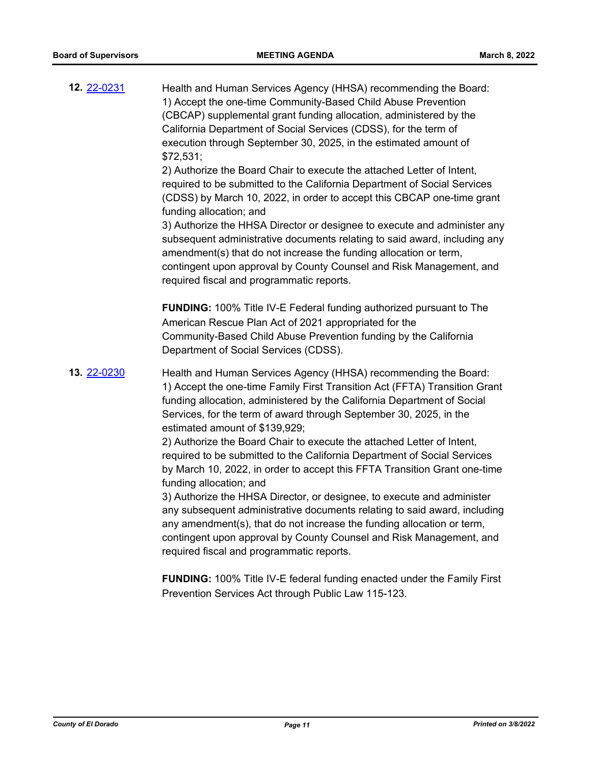**12.** [22-0231]

Health and Human Services Agency (HHSA) recommending the Board:
1) Accept the one-time Community-Based Child Abuse Prevention (CBCAP) supplemental grant funding allocation, administered by the California Department of Social Services (CDSS), for the term of execution through September 30, 2025, in the estimated amount of $72,531;
2) Authorize the Board Chair to execute the attached Letter of Intent, required to be submitted to the California Department of Social Services (CDSS) by March 10, 2022, in order to accept this CBCAP one-time grant funding allocation; and
3) Authorize the HHSA Director or designee to execute and administer any subsequent administrative documents relating to said award, including any amendment(s) that do not increase the funding allocation or term, contingent upon approval by County Counsel and Risk Management, and required fiscal and programmatic reports.

**FUNDING:** 100% Title IV-E Federal funding authorized pursuant to The American Rescue Plan Act of 2021 appropriated for the Community-Based Child Abuse Prevention funding by the California Department of Social Services (CDSS).

**13.** [22-0230]

Health and Human Services Agency (HHSA) recommending the Board:
1) Accept the one-time Family First Transition Act (FFTA) Transition Grant funding allocation, administered by the California Department of Social Services, for the term of award through September 30, 2025, in the estimated amount of $139,929;
2) Authorize the Board Chair to execute the attached Letter of Intent, required to be submitted to the California Department of Social Services by March 10, 2022, in order to accept this FFTA Transition Grant one-time funding allocation; and
3) Authorize the HHSA Director, or designee, to execute and administer any subsequent administrative documents relating to said award, including any amendment(s), that do not increase the funding allocation or term, contingent upon approval by County Counsel and Risk Management, and required fiscal and programmatic reports.

**FUNDING:** 100% Title IV-E federal funding enacted under the Family First Prevention Services Act through Public Law 115-123.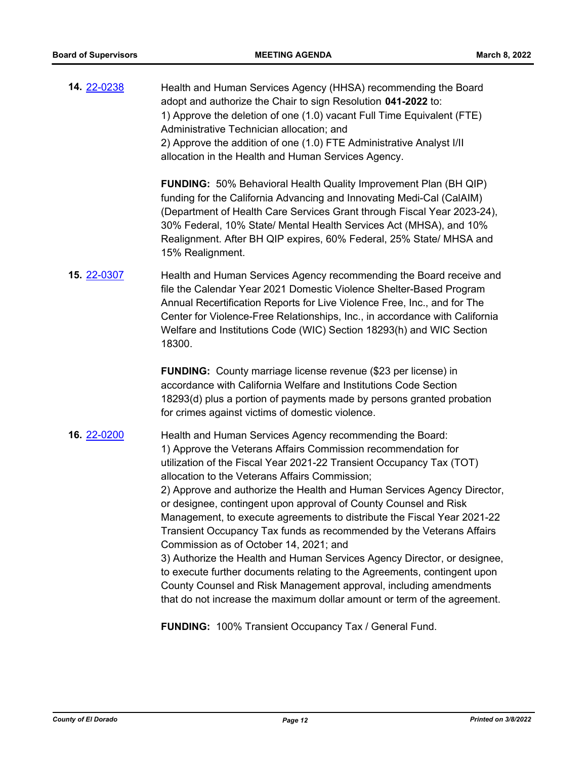**14.** [22-0238](22-0238)

Health and Human Services Agency (HHSA) recommending the Board adopt and authorize the Chair to sign Resolution **041-2022** to:
1) Approve the deletion of one (1.0) vacant Full Time Equivalent (FTE) Administrative Technician allocation; and
2) Approve the addition of one (1.0) FTE Administrative Analyst I/II allocation in the Health and Human Services Agency.

**FUNDING:** 50% Behavioral Health Quality Improvement Plan (BH QIP) funding for the California Advancing and Innovating Medi-Cal (CalAIM) (Department of Health Care Services Grant through Fiscal Year 2023-24), 30% Federal, 10% State/ Mental Health Services Act (MHSA), and 10% Realignment. After BH QIP expires, 60% Federal, 25% State/ MHSA and 15% Realignment.

**15.** [22-0307](22-0307)

Health and Human Services Agency recommending the Board receive and file the Calendar Year 2021 Domestic Violence Shelter-Based Program Annual Recertification Reports for Live Violence Free, Inc., and for The Center for Violence-Free Relationships, Inc., in accordance with California Welfare and Institutions Code (WIC) Section 18293(h) and WIC Section 18300.

**FUNDING:** County marriage license revenue ($23 per license) in accordance with California Welfare and Institutions Code Section 18293(d) plus a portion of payments made by persons granted probation for crimes against victims of domestic violence.

**16.** [22-0200](22-0200)

Health and Human Services Agency recommending the Board:
1) Approve the Veterans Affairs Commission recommendation for utilization of the Fiscal Year 2021-22 Transient Occupancy Tax (TOT) allocation to the Veterans Affairs Commission;
2) Approve and authorize the Health and Human Services Agency Director, or designee, contingent upon approval of County Counsel and Risk Management, to execute agreements to distribute the Fiscal Year 2021-22 Transient Occupancy Tax funds as recommended by the Veterans Affairs Commission as of October 14, 2021; and
3) Authorize the Health and Human Services Agency Director, or designee, to execute further documents relating to the Agreements, contingent upon County Counsel and Risk Management approval, including amendments that do not increase the maximum dollar amount or term of the agreement.

**FUNDING:** 100% Transient Occupancy Tax / General Fund.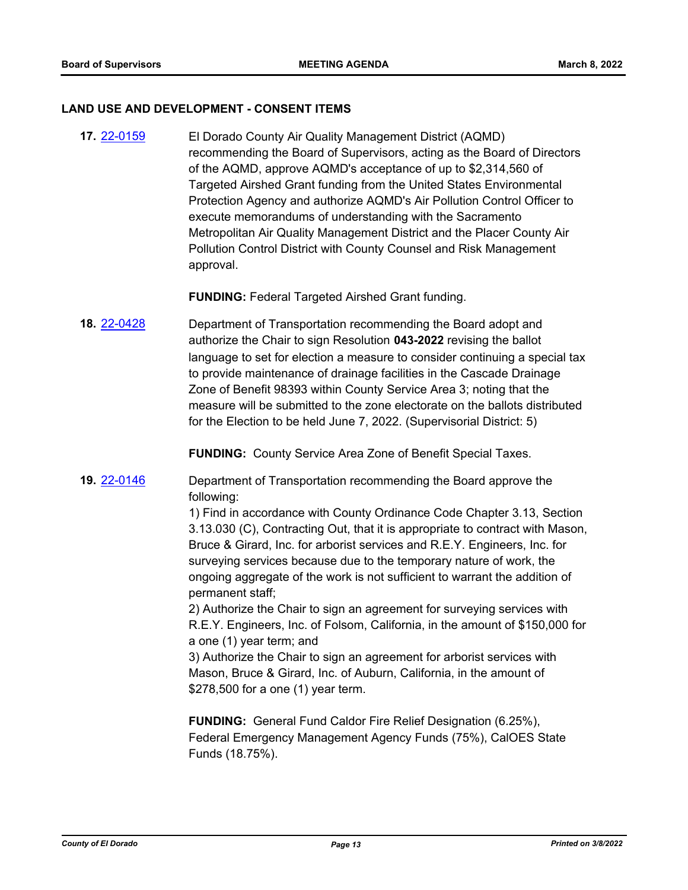## LAND USE AND DEVELOPMENT - CONSENT ITEMS

**17.** [22-0159](22-0159) El Dorado County Air Quality Management District (AQMD) recommending the Board of Supervisors, acting as the Board of Directors of the AQMD, approve AQMD's acceptance of up to $2,314,560 of Targeted Airshed Grant funding from the United States Environmental Protection Agency and authorize AQMD's Air Pollution Control Officer to execute memorandums of understanding with the Sacramento Metropolitan Air Quality Management District and the Placer County Air Pollution Control District with County Counsel and Risk Management approval.

**FUNDING:** Federal Targeted Airshed Grant funding.

**18.** [22-0428](22-0428) Department of Transportation recommending the Board adopt and authorize the Chair to sign Resolution **043-2022** revising the ballot language to set for election a measure to consider continuing a special tax to provide maintenance of drainage facilities in the Cascade Drainage Zone of Benefit 98393 within County Service Area 3; noting that the measure will be submitted to the zone electorate on the ballots distributed for the Election to be held June 7, 2022. (Supervisorial District: 5)

**FUNDING:** County Service Area Zone of Benefit Special Taxes.

**19.** [22-0146](22-0146) Department of Transportation recommending the Board approve the following:
1) Find in accordance with County Ordinance Code Chapter 3.13, Section 3.13.030 (C), Contracting Out, that it is appropriate to contract with Mason, Bruce & Girard, Inc. for arborist services and R.E.Y. Engineers, Inc. for surveying services because due to the temporary nature of work, the ongoing aggregate of the work is not sufficient to warrant the addition of permanent staff;
2) Authorize the Chair to sign an agreement for surveying services with R.E.Y. Engineers, Inc. of Folsom, California, in the amount of $150,000 for a one (1) year term; and
3) Authorize the Chair to sign an agreement for arborist services with Mason, Bruce & Girard, Inc. of Auburn, California, in the amount of $278,500 for a one (1) year term.

**FUNDING:** General Fund Caldor Fire Relief Designation (6.25%), Federal Emergency Management Agency Funds (75%), CalOES State Funds (18.75%).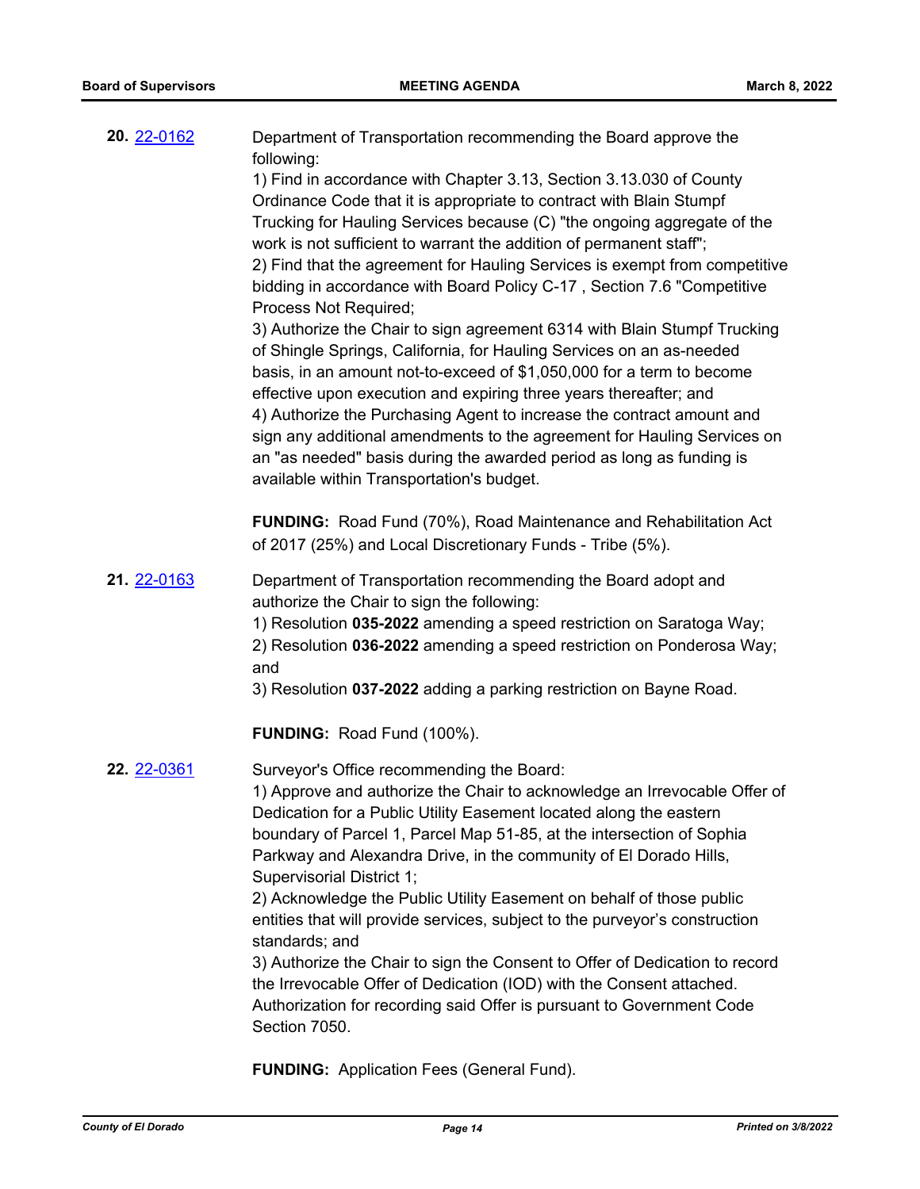**20.** [22-0162](22-0162)

Department of Transportation recommending the Board approve the following:

1) Find in accordance with Chapter 3.13, Section 3.13.030 of County Ordinance Code that it is appropriate to contract with Blain Stumpf Trucking for Hauling Services because (C) "the ongoing aggregate of the work is not sufficient to warrant the addition of permanent staff";

2) Find that the agreement for Hauling Services is exempt from competitive bidding in accordance with Board Policy C-17 , Section 7.6 "Competitive Process Not Required;

3) Authorize the Chair to sign agreement 6314 with Blain Stumpf Trucking of Shingle Springs, California, for Hauling Services on an as-needed basis, in an amount not-to-exceed of $1,050,000 for a term to become effective upon execution and expiring three years thereafter; and

4) Authorize the Purchasing Agent to increase the contract amount and sign any additional amendments to the agreement for Hauling Services on an "as needed" basis during the awarded period as long as funding is available within Transportation's budget.

**FUNDING:** Road Fund (70%), Road Maintenance and Rehabilitation Act of 2017 (25%) and Local Discretionary Funds - Tribe (5%).

**21.** [22-0163](22-0163)

Department of Transportation recommending the Board adopt and authorize the Chair to sign the following:

1) Resolution **035-2022** amending a speed restriction on Saratoga Way;

2) Resolution **036-2022** amending a speed restriction on Ponderosa Way; and

3) Resolution **037-2022** adding a parking restriction on Bayne Road.

**FUNDING:** Road Fund (100%).

**22.** [22-0361](22-0361)

Surveyor's Office recommending the Board:

1) Approve and authorize the Chair to acknowledge an Irrevocable Offer of Dedication for a Public Utility Easement located along the eastern boundary of Parcel 1, Parcel Map 51-85, at the intersection of Sophia Parkway and Alexandra Drive, in the community of El Dorado Hills, Supervisorial District 1;

2) Acknowledge the Public Utility Easement on behalf of those public entities that will provide services, subject to the purveyor's construction standards; and

3) Authorize the Chair to sign the Consent to Offer of Dedication to record the Irrevocable Offer of Dedication (IOD) with the Consent attached. Authorization for recording said Offer is pursuant to Government Code Section 7050.

**FUNDING:** Application Fees (General Fund).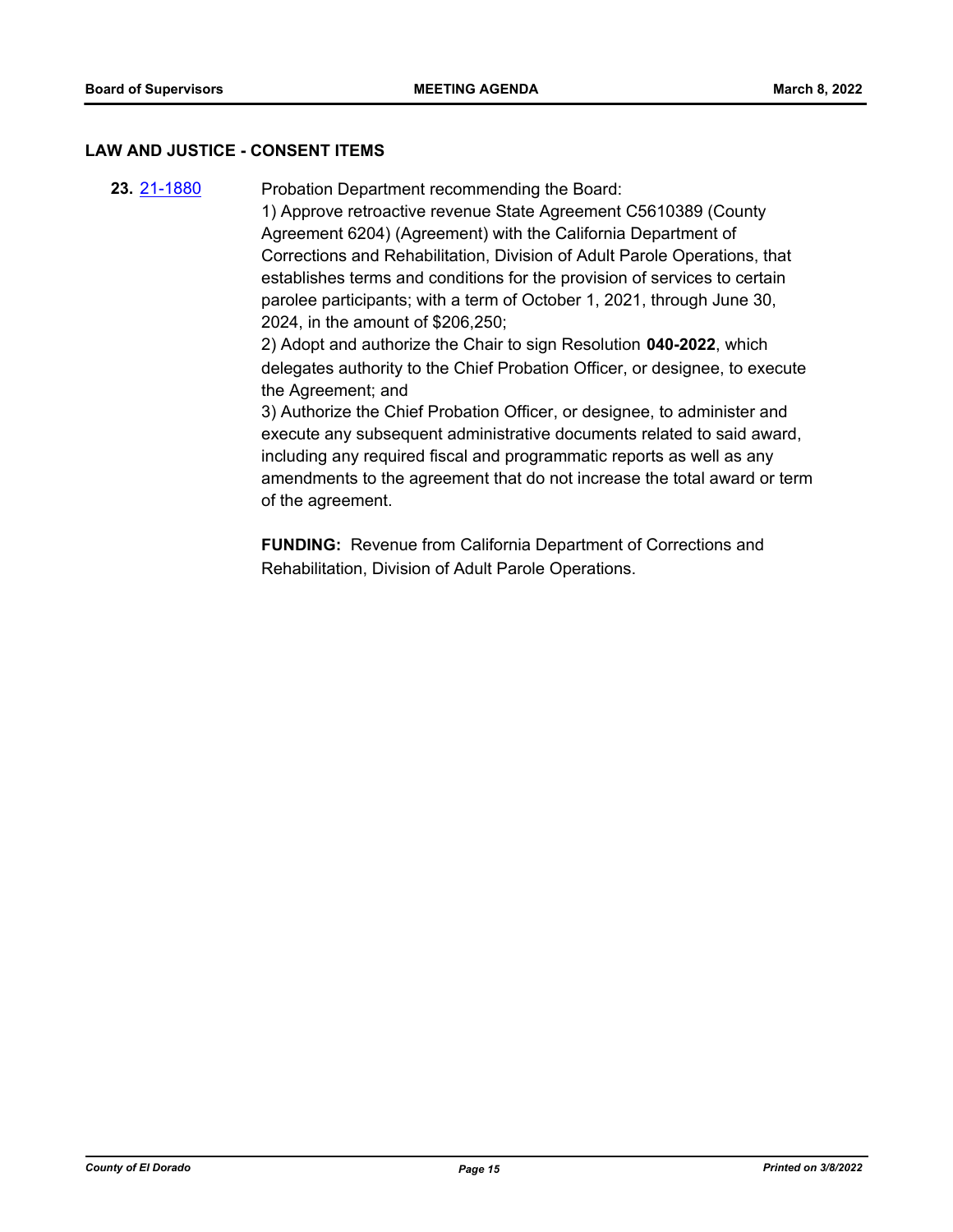## LAW AND JUSTICE - CONSENT ITEMS

**23.** [21-1880](21-1880)

Probation Department recommending the Board:

1) Approve retroactive revenue State Agreement C5610389 (County Agreement 6204) (Agreement) with the California Department of Corrections and Rehabilitation, Division of Adult Parole Operations, that establishes terms and conditions for the provision of services to certain parolee participants; with a term of October 1, 2021, through June 30, 2024, in the amount of $206,250;

2) Adopt and authorize the Chair to sign Resolution **040-2022**, which delegates authority to the Chief Probation Officer, or designee, to execute the Agreement; and

3) Authorize the Chief Probation Officer, or designee, to administer and execute any subsequent administrative documents related to said award, including any required fiscal and programmatic reports as well as any amendments to the agreement that do not increase the total award or term of the agreement.

**FUNDING:** Revenue from California Department of Corrections and Rehabilitation, Division of Adult Parole Operations.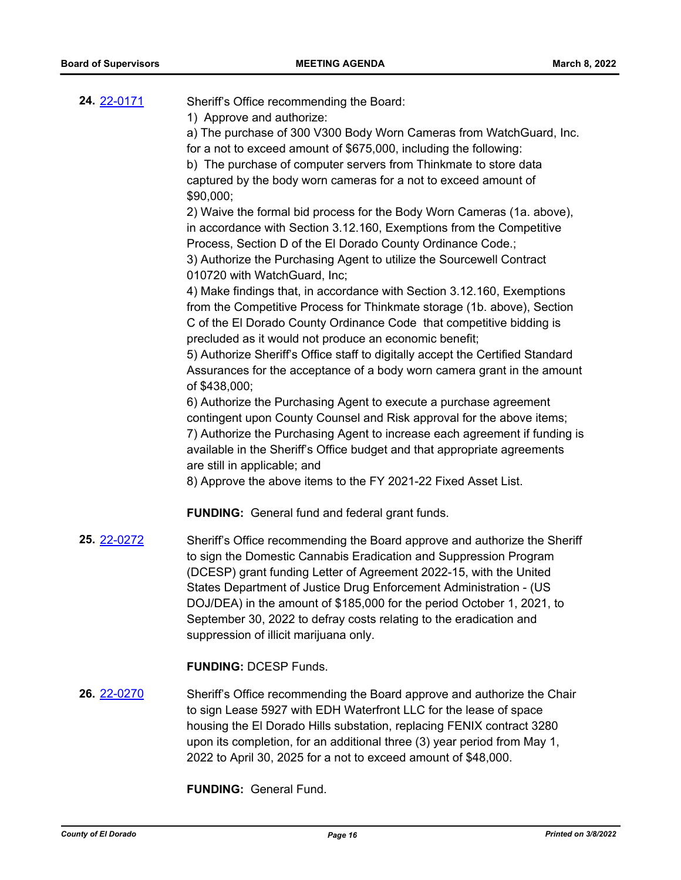**24.** [22-0171](22-0171)

Sheriff's Office recommending the Board:

1) Approve and authorize:

a) The purchase of 300 V300 Body Worn Cameras from WatchGuard, Inc. for a not to exceed amount of $675,000, including the following:

b) The purchase of computer servers from Thinkmate to store data captured by the body worn cameras for a not to exceed amount of $90,000;

2) Waive the formal bid process for the Body Worn Cameras (1a. above), in accordance with Section 3.12.160, Exemptions from the Competitive Process, Section D of the El Dorado County Ordinance Code.;

3) Authorize the Purchasing Agent to utilize the Sourcewell Contract 010720 with WatchGuard, Inc;

4) Make findings that, in accordance with Section 3.12.160, Exemptions from the Competitive Process for Thinkmate storage (1b. above), Section C of the El Dorado County Ordinance Code that competitive bidding is precluded as it would not produce an economic benefit;

5) Authorize Sheriff's Office staff to digitally accept the Certified Standard Assurances for the acceptance of a body worn camera grant in the amount of $438,000;

6) Authorize the Purchasing Agent to execute a purchase agreement contingent upon County Counsel and Risk approval for the above items;

7) Authorize the Purchasing Agent to increase each agreement if funding is available in the Sheriff's Office budget and that appropriate agreements are still in applicable; and

8) Approve the above items to the FY 2021-22 Fixed Asset List.

**FUNDING:** General fund and federal grant funds.

**25.** [22-0272](22-0272)

Sheriff's Office recommending the Board approve and authorize the Sheriff to sign the Domestic Cannabis Eradication and Suppression Program (DCESP) grant funding Letter of Agreement 2022-15, with the United States Department of Justice Drug Enforcement Administration - (US DOJ/DEA) in the amount of $185,000 for the period October 1, 2021, to September 30, 2022 to defray costs relating to the eradication and suppression of illicit marijuana only.

**FUNDING:** DCESP Funds.

**26.** [22-0270](22-0270)

Sheriff's Office recommending the Board approve and authorize the Chair to sign Lease 5927 with EDH Waterfront LLC for the lease of space housing the El Dorado Hills substation, replacing FENIX contract 3280 upon its completion, for an additional three (3) year period from May 1, 2022 to April 30, 2025 for a not to exceed amount of $48,000.

**FUNDING:** General Fund.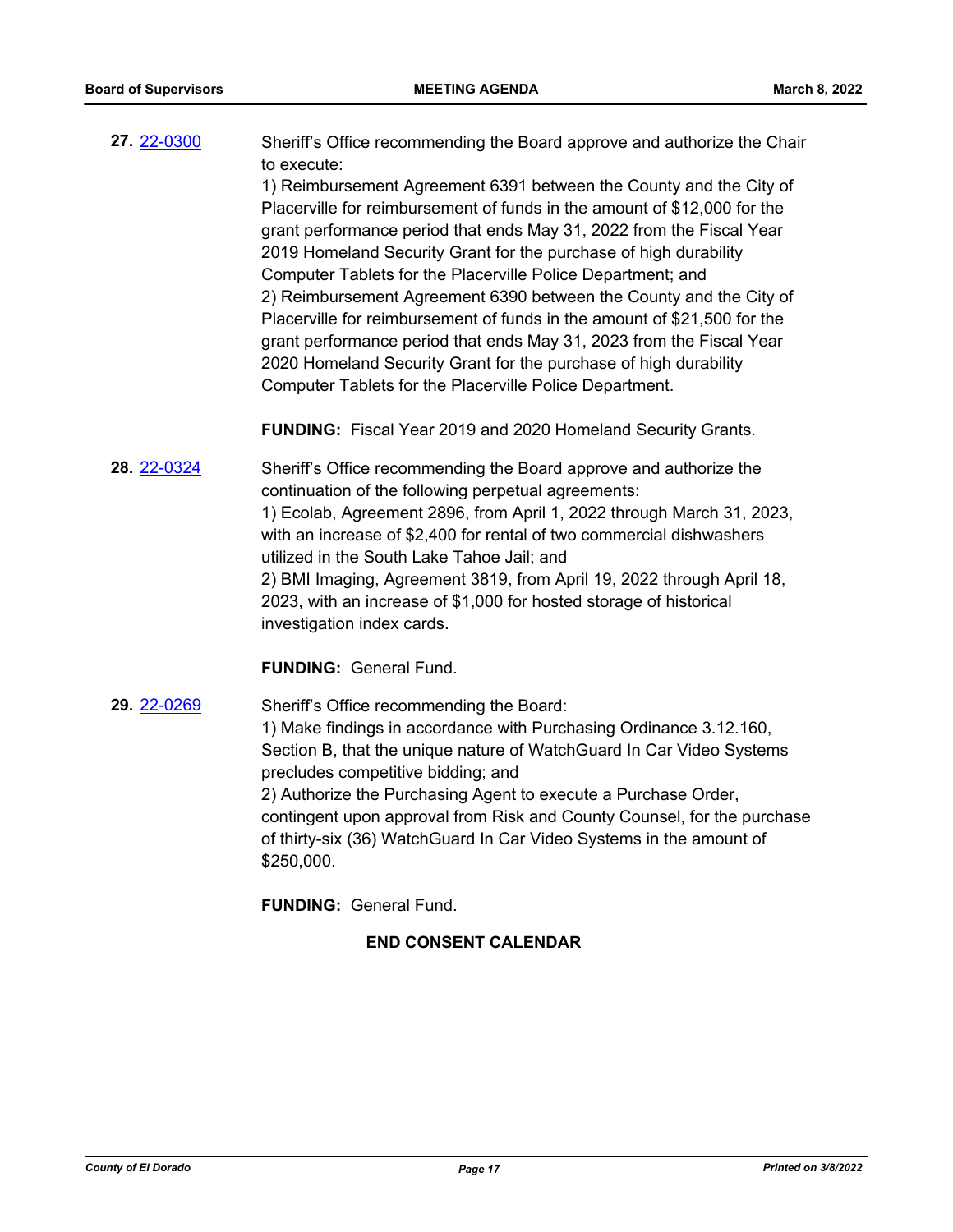**27.** [22-0300](22-0300)

Sheriff's Office recommending the Board approve and authorize the Chair to execute:
1) Reimbursement Agreement 6391 between the County and the City of Placerville for reimbursement of funds in the amount of $12,000 for the grant performance period that ends May 31, 2022 from the Fiscal Year 2019 Homeland Security Grant for the purchase of high durability Computer Tablets for the Placerville Police Department; and
2) Reimbursement Agreement 6390 between the County and the City of Placerville for reimbursement of funds in the amount of $21,500 for the grant performance period that ends May 31, 2023 from the Fiscal Year 2020 Homeland Security Grant for the purchase of high durability Computer Tablets for the Placerville Police Department.

**FUNDING:** Fiscal Year 2019 and 2020 Homeland Security Grants.

**28.** [22-0324](22-0324)

Sheriff's Office recommending the Board approve and authorize the continuation of the following perpetual agreements:
1) Ecolab, Agreement 2896, from April 1, 2022 through March 31, 2023, with an increase of $2,400 for rental of two commercial dishwashers utilized in the South Lake Tahoe Jail; and
2) BMI Imaging, Agreement 3819, from April 19, 2022 through April 18, 2023, with an increase of $1,000 for hosted storage of historical investigation index cards.

**FUNDING:** General Fund.

**29.** [22-0269](22-0269)

Sheriff's Office recommending the Board:
1) Make findings in accordance with Purchasing Ordinance 3.12.160, Section B, that the unique nature of WatchGuard In Car Video Systems precludes competitive bidding; and
2) Authorize the Purchasing Agent to execute a Purchase Order, contingent upon approval from Risk and County Counsel, for the purchase of thirty-six (36) WatchGuard In Car Video Systems in the amount of $250,000.

**FUNDING:** General Fund.

**END CONSENT CALENDAR**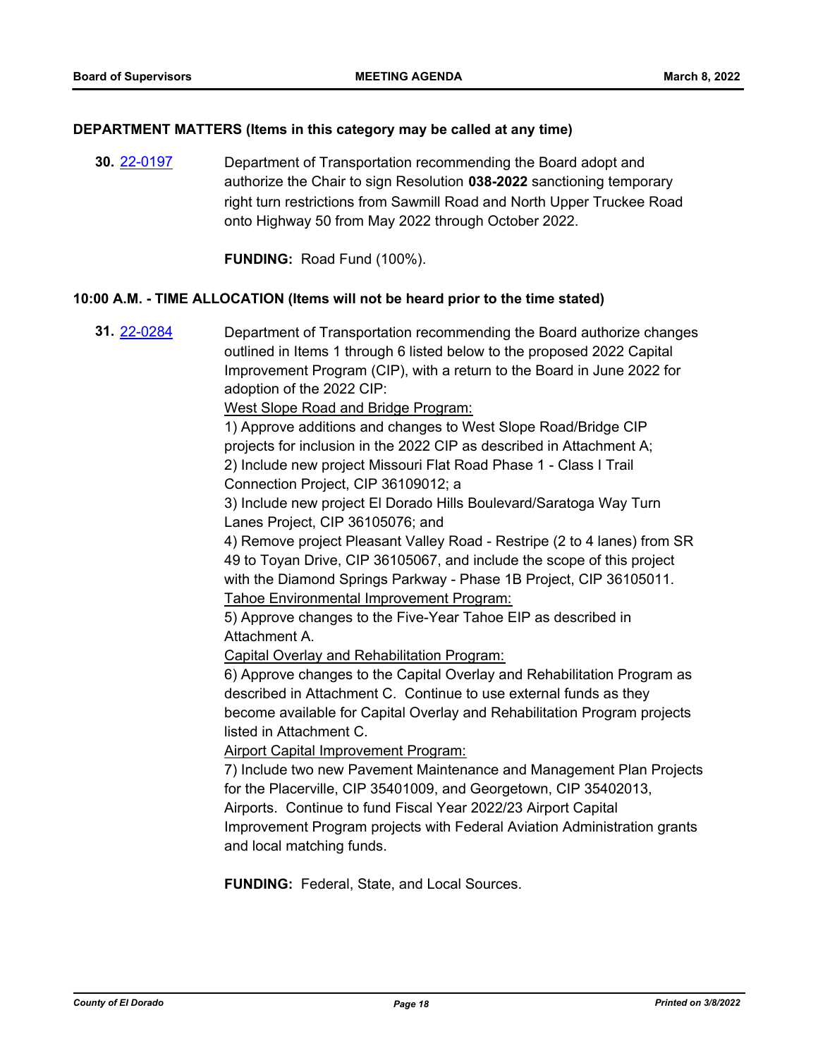### DEPARTMENT MATTERS (Items in this category may be called at any time)

**30.** 22-0197

Department of Transportation recommending the Board adopt and authorize the Chair to sign Resolution **038-2022** sanctioning temporary right turn restrictions from Sawmill Road and North Upper Truckee Road onto Highway 50 from May 2022 through October 2022.

**FUNDING:** Road Fund (100%).

### 10:00 A.M. - TIME ALLOCATION (Items will not be heard prior to the time stated)

**31.** 22-0284

Department of Transportation recommending the Board authorize changes outlined in Items 1 through 6 listed below to the proposed 2022 Capital Improvement Program (CIP), with a return to the Board in June 2022 for adoption of the 2022 CIP:

West Slope Road and Bridge Program:

1) Approve additions and changes to West Slope Road/Bridge CIP projects for inclusion in the 2022 CIP as described in Attachment A;
2) Include new project Missouri Flat Road Phase 1 - Class I Trail Connection Project, CIP 36109012; a
3) Include new project El Dorado Hills Boulevard/Saratoga Way Turn Lanes Project, CIP 36105076; and
4) Remove project Pleasant Valley Road - Restripe (2 to 4 lanes) from SR 49 to Toyan Drive, CIP 36105067, and include the scope of this project with the Diamond Springs Parkway - Phase 1B Project, CIP 36105011.

Tahoe Environmental Improvement Program:

5) Approve changes to the Five-Year Tahoe EIP as described in Attachment A.

Capital Overlay and Rehabilitation Program:

6) Approve changes to the Capital Overlay and Rehabilitation Program as described in Attachment C. Continue to use external funds as they become available for Capital Overlay and Rehabilitation Program projects listed in Attachment C.

Airport Capital Improvement Program:

7) Include two new Pavement Maintenance and Management Plan Projects for the Placerville, CIP 35401009, and Georgetown, CIP 35402013, Airports. Continue to fund Fiscal Year 2022/23 Airport Capital Improvement Program projects with Federal Aviation Administration grants and local matching funds.

**FUNDING:** Federal, State, and Local Sources.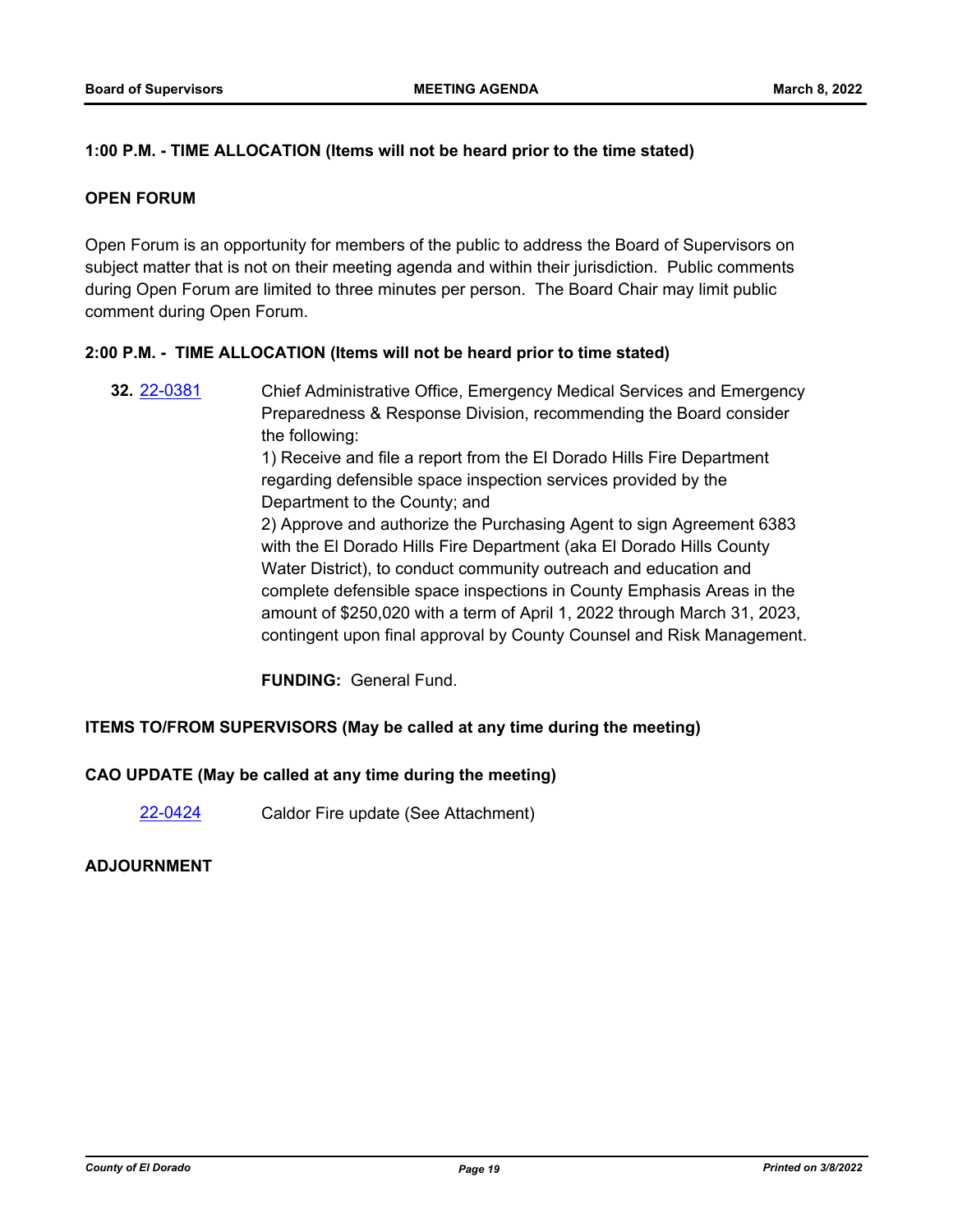**1:00 P.M. - TIME ALLOCATION (Items will not be heard prior to the time stated)**

**OPEN FORUM**

Open Forum is an opportunity for members of the public to address the Board of Supervisors on subject matter that is not on their meeting agenda and within their jurisdiction. Public comments during Open Forum are limited to three minutes per person. The Board Chair may limit public comment during Open Forum.

**2:00 P.M. - TIME ALLOCATION (Items will not be heard prior to time stated)**

**32.** 22-0381 Chief Administrative Office, Emergency Medical Services and Emergency Preparedness & Response Division, recommending the Board consider the following:

1) Receive and file a report from the El Dorado Hills Fire Department regarding defensible space inspection services provided by the Department to the County; and

2) Approve and authorize the Purchasing Agent to sign Agreement 6383 with the El Dorado Hills Fire Department (aka El Dorado Hills County Water District), to conduct community outreach and education and complete defensible space inspections in County Emphasis Areas in the amount of $250,020 with a term of April 1, 2022 through March 31, 2023, contingent upon final approval by County Counsel and Risk Management.

**FUNDING:** General Fund.

**ITEMS TO/FROM SUPERVISORS (May be called at any time during the meeting)**

**CAO UPDATE (May be called at any time during the meeting)**

22-0424 Caldor Fire update (See Attachment)

**ADJOURNMENT**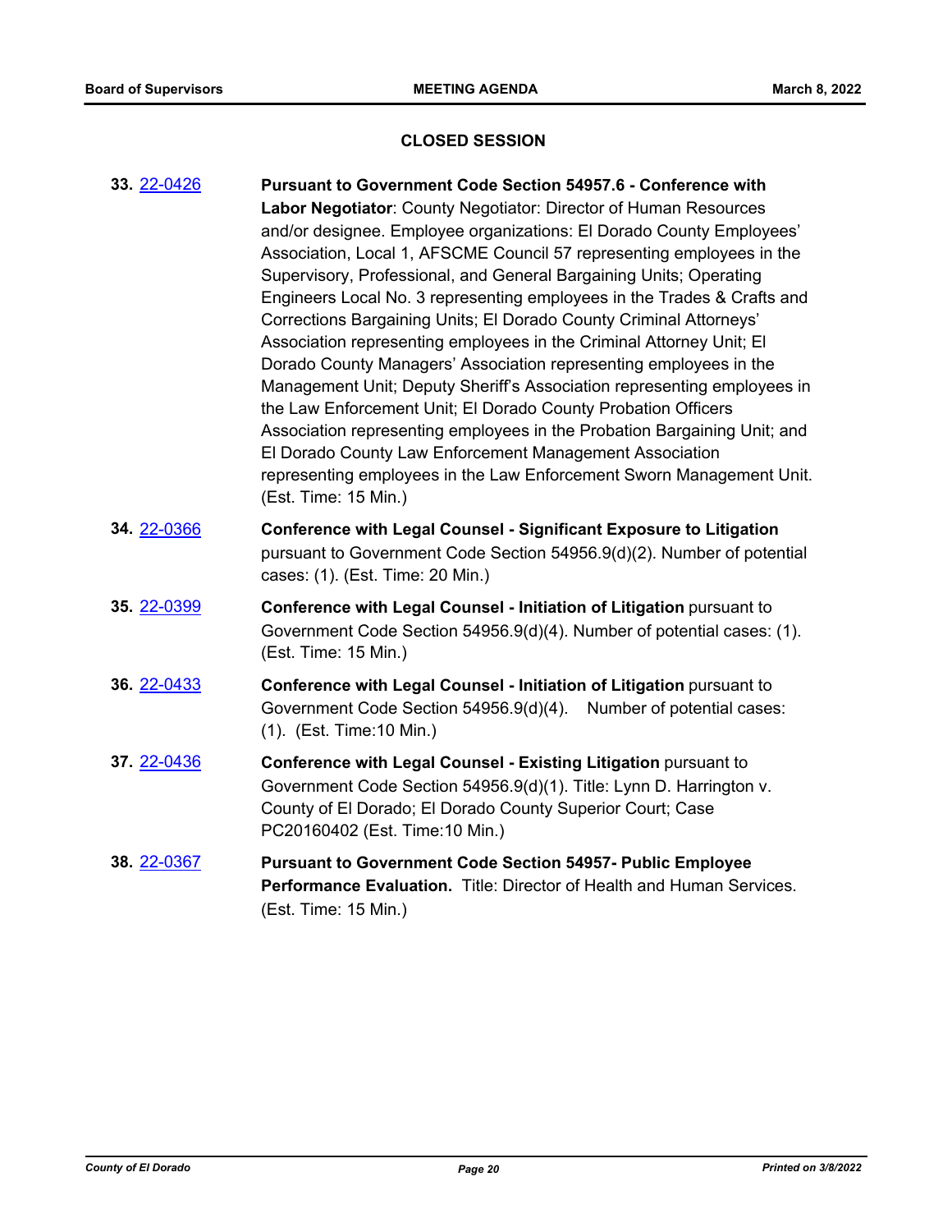## CLOSED SESSION

**33.** 22-0426 **Pursuant to Government Code Section 54957.6 - Conference with Labor Negotiator**: County Negotiator: Director of Human Resources and/or designee. Employee organizations: El Dorado County Employees' Association, Local 1, AFSCME Council 57 representing employees in the Supervisory, Professional, and General Bargaining Units; Operating Engineers Local No. 3 representing employees in the Trades & Crafts and Corrections Bargaining Units; El Dorado County Criminal Attorneys' Association representing employees in the Criminal Attorney Unit; El Dorado County Managers' Association representing employees in the Management Unit; Deputy Sheriff's Association representing employees in the Law Enforcement Unit; El Dorado County Probation Officers Association representing employees in the Probation Bargaining Unit; and El Dorado County Law Enforcement Management Association representing employees in the Law Enforcement Sworn Management Unit. (Est. Time: 15 Min.)

**34.** 22-0366 **Conference with Legal Counsel - Significant Exposure to Litigation** pursuant to Government Code Section 54956.9(d)(2). Number of potential cases: (1). (Est. Time: 20 Min.)

**35.** 22-0399 **Conference with Legal Counsel - Initiation of Litigation** pursuant to Government Code Section 54956.9(d)(4). Number of potential cases: (1). (Est. Time: 15 Min.)

**36.** 22-0433 **Conference with Legal Counsel - Initiation of Litigation** pursuant to Government Code Section 54956.9(d)(4). Number of potential cases: (1). (Est. Time:10 Min.)

**37.** 22-0436 **Conference with Legal Counsel - Existing Litigation** pursuant to Government Code Section 54956.9(d)(1). Title: Lynn D. Harrington v. County of El Dorado; El Dorado County Superior Court; Case PC20160402 (Est. Time:10 Min.)

**38.** 22-0367 **Pursuant to Government Code Section 54957- Public Employee Performance Evaluation.** Title: Director of Health and Human Services. (Est. Time: 15 Min.)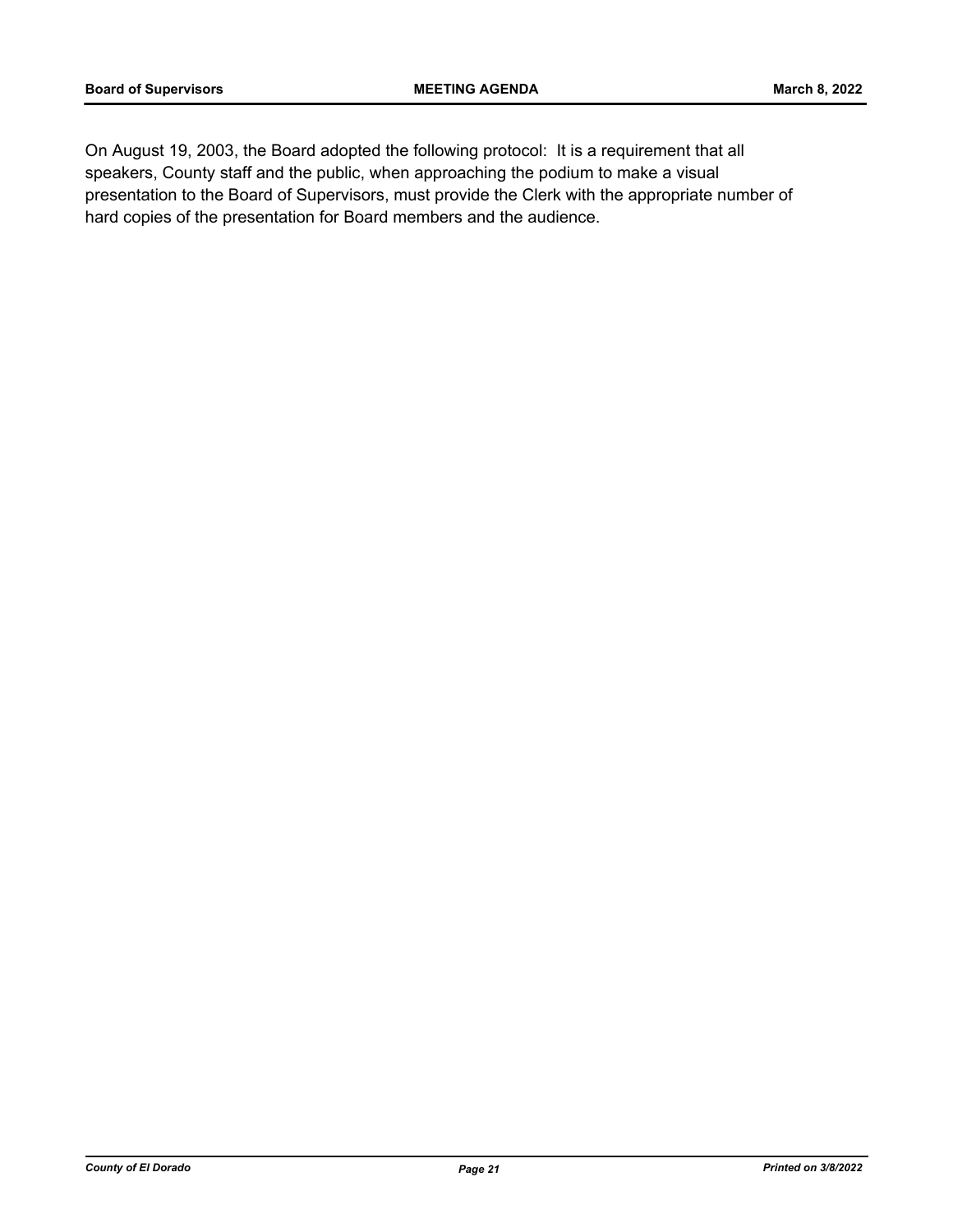On August 19, 2003, the Board adopted the following protocol: It is a requirement that all speakers, County staff and the public, when approaching the podium to make a visual presentation to the Board of Supervisors, must provide the Clerk with the appropriate number of hard copies of the presentation for Board members and the audience.